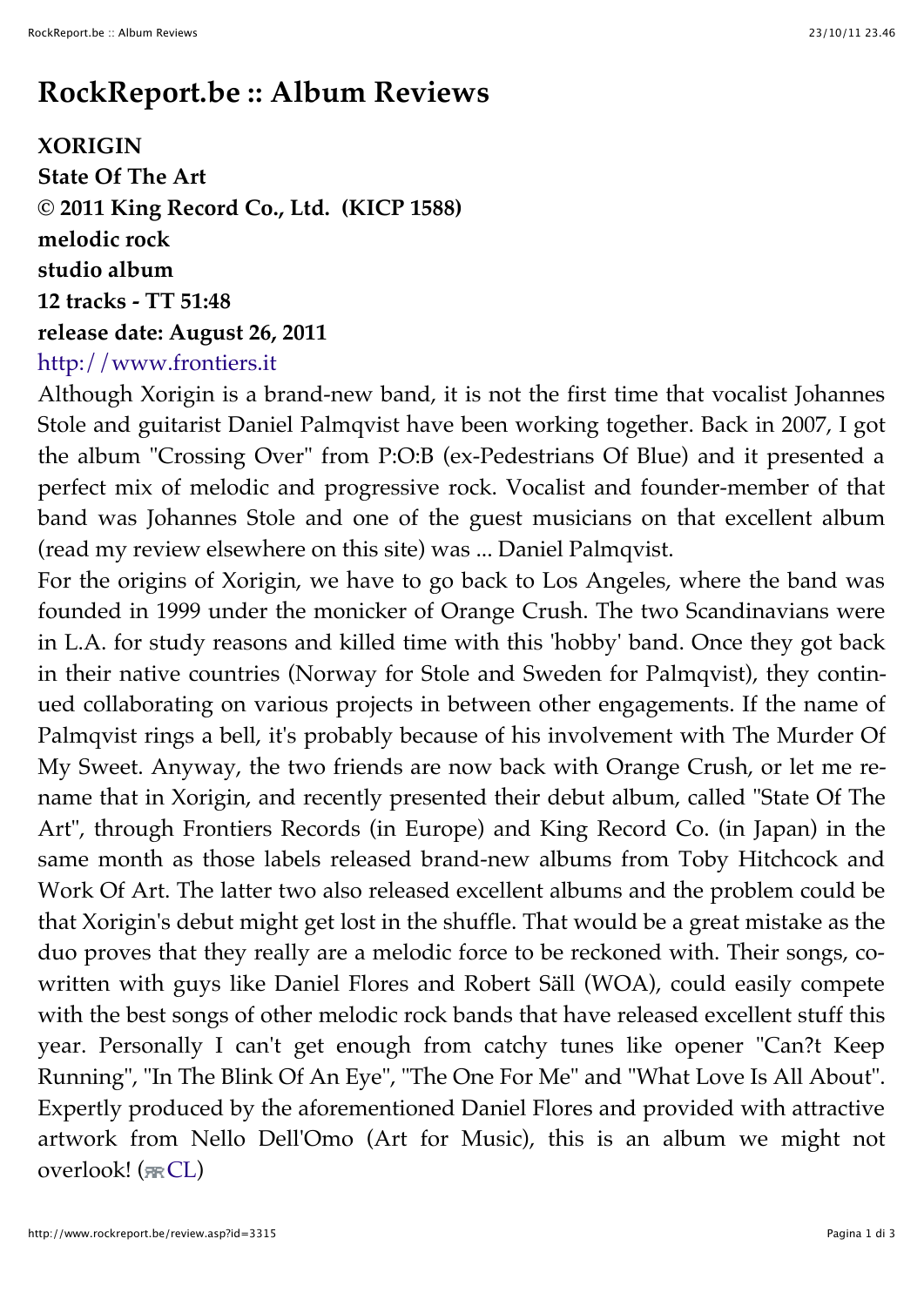# RockReport.be :: Album Reviews

**XORIGIN**
**State Of The Art**
**© 2011 King Record Co., Ltd. (KICP 1588)**
**melodic rock**
**studio album**
**12 tracks - TT 51:48**
**release date: August 26, 2011**
http://www.frontiers.it

Although Xorigin is a brand-new band, it is not the first time that vocalist Johannes Stole and guitarist Daniel Palmqvist have been working together. Back in 2007, I got the album "Crossing Over" from P:O:B (ex-Pedestrians Of Blue) and it presented a perfect mix of melodic and progressive rock. Vocalist and founder-member of that band was Johannes Stole and one of the guest musicians on that excellent album (read my review elsewhere on this site) was ... Daniel Palmqvist.

For the origins of Xorigin, we have to go back to Los Angeles, where the band was founded in 1999 under the monicker of Orange Crush. The two Scandinavians were in L.A. for study reasons and killed time with this 'hobby' band. Once they got back in their native countries (Norway for Stole and Sweden for Palmqvist), they continued collaborating on various projects in between other engagements. If the name of Palmqvist rings a bell, it's probably because of his involvement with The Murder Of My Sweet. Anyway, the two friends are now back with Orange Crush, or let me rename that in Xorigin, and recently presented their debut album, called "State Of The Art", through Frontiers Records (in Europe) and King Record Co. (in Japan) in the same month as those labels released brand-new albums from Toby Hitchcock and Work Of Art. The latter two also released excellent albums and the problem could be that Xorigin's debut might get lost in the shuffle. That would be a great mistake as the duo proves that they really are a melodic force to be reckoned with. Their songs, co-written with guys like Daniel Flores and Robert Säll (WOA), could easily compete with the best songs of other melodic rock bands that have released excellent stuff this year. Personally I can't get enough from catchy tunes like opener "Can?t Keep Running", "In The Blink Of An Eye", "The One For Me" and "What Love Is All About". Expertly produced by the aforementioned Daniel Flores and provided with attractive artwork from Nello Dell'Omo (Art for Music), this is an album we might not overlook! (RR CL)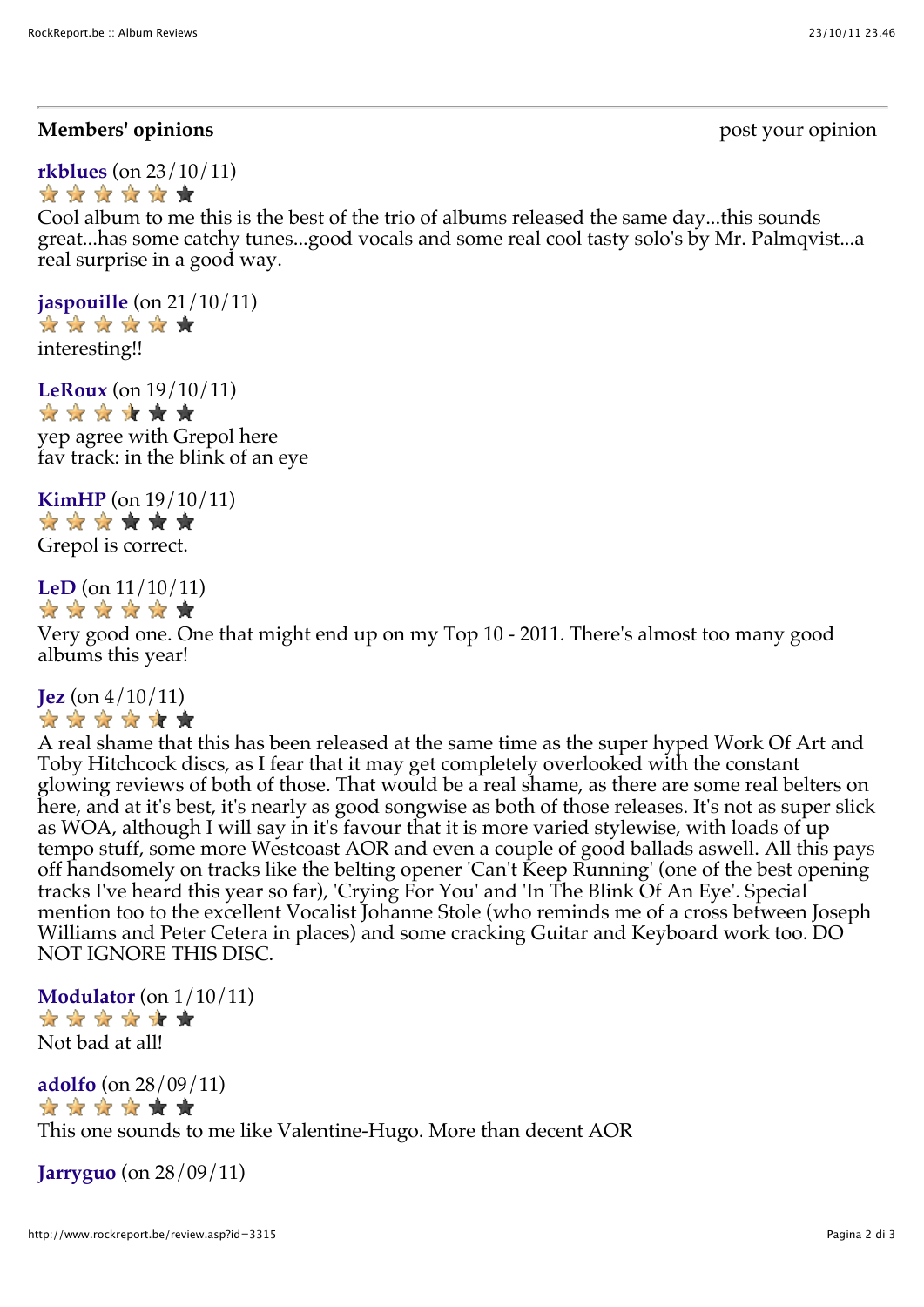**Members' opinions** post your opinion

**rkblues** (on 23/10/11)
★★★★★★
Cool album to me this is the best of the trio of albums released the same day...this sounds great...has some catchy tunes...good vocals and some real cool tasty solo's by Mr. Palmqvist...a real surprise in a good way.

**jaspouille** (on 21/10/11)
★★★★★★
interesting!!

**LeRoux** (on 19/10/11)
★★★★★★
yep agree with Grepol here
fav track: in the blink of an eye

**KimHP** (on 19/10/11)
★★★★★★
Grepol is correct.

**LeD** (on 11/10/11)
★★★★★★
Very good one. One that might end up on my Top 10 - 2011. There's almost too many good albums this year!

**Jez** (on 4/10/11)
★★★★★★
A real shame that this has been released at the same time as the super hyped Work Of Art and Toby Hitchcock discs, as I fear that it may get completely overlooked with the constant glowing reviews of both of those. That would be a real shame, as there are some real belters on here, and at it's best, it's nearly as good songwise as both of those releases. It's not as super slick as WOA, although I will say in it's favour that it is more varied stylewise, with loads of up tempo stuff, some more Westcoast AOR and even a couple of good ballads aswell. All this pays off handsomely on tracks like the belting opener 'Can't Keep Running' (one of the best opening tracks I've heard this year so far), 'Crying For You' and 'In The Blink Of An Eye'. Special mention too to the excellent Vocalist Johanne Stole (who reminds me of a cross between Joseph Williams and Peter Cetera in places) and some cracking Guitar and Keyboard work too. DO NOT IGNORE THIS DISC.

**Modulator** (on 1/10/11)
★★★★★★
Not bad at all!

**adolfo** (on 28/09/11)
★★★★★★
This one sounds to me like Valentine-Hugo. More than decent AOR

**Jarryguo** (on 28/09/11)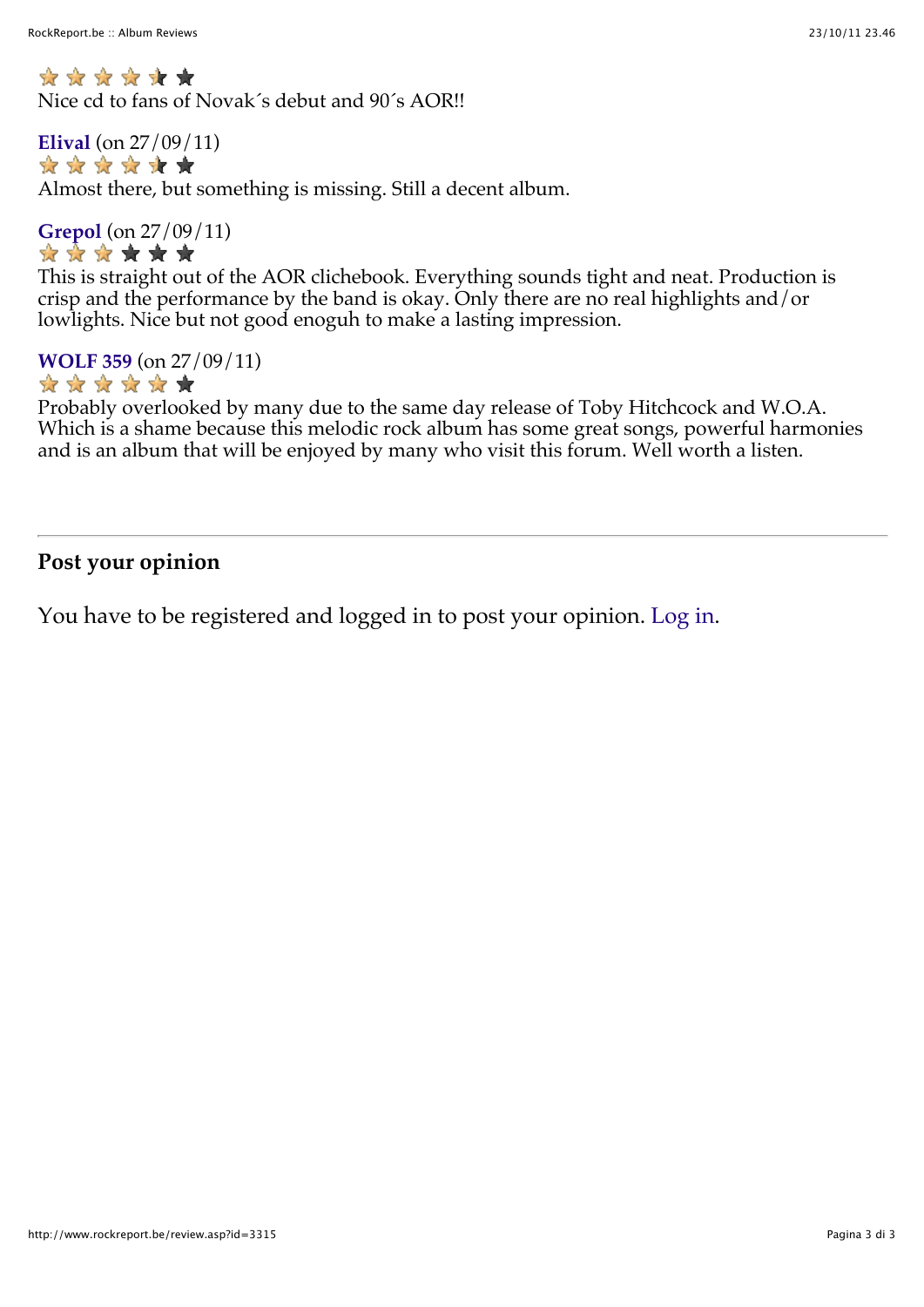Nice cd to fans of Novak´s debut and 90´s AOR!!

**Elival** (on 27/09/11)

Almost there, but something is missing. Still a decent album.

**Grepol** (on 27/09/11)

This is straight out of the AOR clichebook. Everything sounds tight and neat. Production is crisp and the performance by the band is okay. Only there are no real highlights and/or lowlights. Nice but not good enoguh to make a lasting impression.

**WOLF 359** (on 27/09/11)

Probably overlooked by many due to the same day release of Toby Hitchcock and W.O.A. Which is a shame because this melodic rock album has some great songs, powerful harmonies and is an album that will be enjoyed by many who visit this forum. Well worth a listen.

---

## Post your opinion

You have to be registered and logged in to post your opinion. Log in.